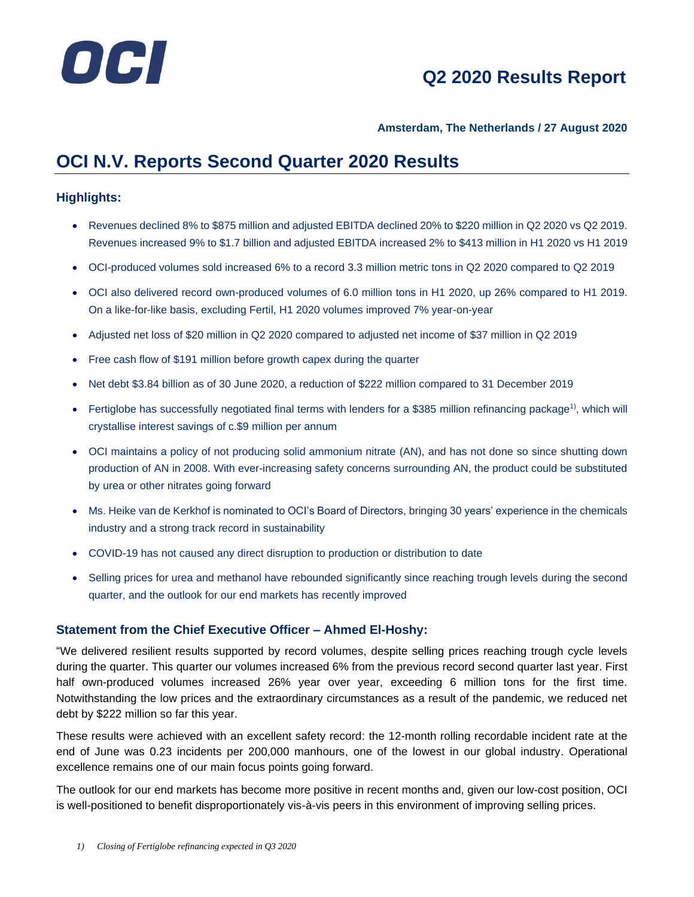OCI

# Q2 2020 Results Report

**Amsterdam, The Netherlands / 27 August 2020**

# OCI N.V. Reports Second Quarter 2020 Results

## Highlights:

- Revenues declined 8% to \$875 million and adjusted EBITDA declined 20% to \$220 million in Q2 2020 vs Q2 2019. Revenues increased 9% to \$1.7 billion and adjusted EBITDA increased 2% to \$413 million in H1 2020 vs H1 2019
- OCI-produced volumes sold increased 6% to a record 3.3 million metric tons in Q2 2020 compared to Q2 2019
- OCI also delivered record own-produced volumes of 6.0 million tons in H1 2020, up 26% compared to H1 2019. On a like-for-like basis, excluding Fertil, H1 2020 volumes improved 7% year-on-year
- Adjusted net loss of \$20 million in Q2 2020 compared to adjusted net income of \$37 million in Q2 2019
- Free cash flow of \$191 million before growth capex during the quarter
- Net debt \$3.84 billion as of 30 June 2020, a reduction of \$222 million compared to 31 December 2019
- Fertiglobe has successfully negotiated final terms with lenders for a \$385 million refinancing package[1)], which will crystallise interest savings of c.\$9 million per annum
- OCI maintains a policy of not producing solid ammonium nitrate (AN), and has not done so since shutting down production of AN in 2008. With ever-increasing safety concerns surrounding AN, the product could be substituted by urea or other nitrates going forward
- Ms. Heike van de Kerkhof is nominated to OCI's Board of Directors, bringing 30 years' experience in the chemicals industry and a strong track record in sustainability
- COVID-19 has not caused any direct disruption to production or distribution to date
- Selling prices for urea and methanol have rebounded significantly since reaching trough levels during the second quarter, and the outlook for our end markets has recently improved

## Statement from the Chief Executive Officer – Ahmed El-Hoshy:

"We delivered resilient results supported by record volumes, despite selling prices reaching trough cycle levels during the quarter. This quarter our volumes increased 6% from the previous record second quarter last year. First half own-produced volumes increased 26% year over year, exceeding 6 million tons for the first time. Notwithstanding the low prices and the extraordinary circumstances as a result of the pandemic, we reduced net debt by \$222 million so far this year.

These results were achieved with an excellent safety record: the 12-month rolling recordable incident rate at the end of June was 0.23 incidents per 200,000 manhours, one of the lowest in our global industry. Operational excellence remains one of our main focus points going forward.

The outlook for our end markets has become more positive in recent months and, given our low-cost position, OCI is well-positioned to benefit disproportionately vis-à-vis peers in this environment of improving selling prices.

*1) Closing of Fertiglobe refinancing expected in Q3 2020*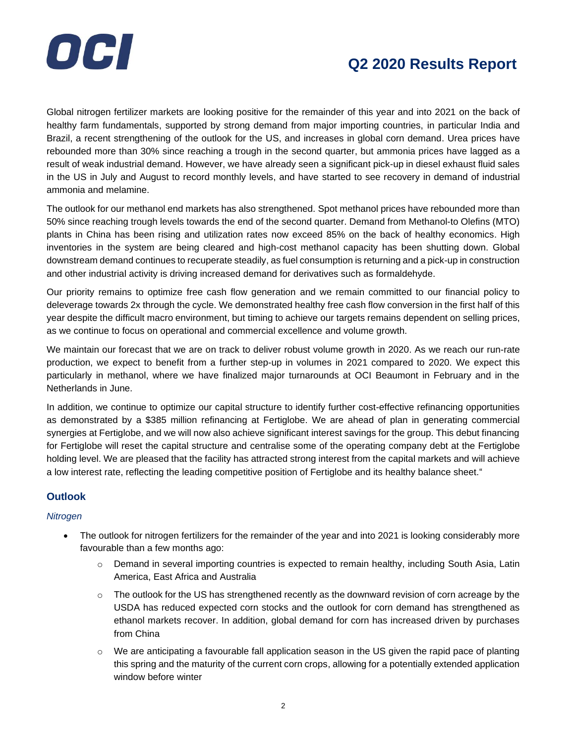Global nitrogen fertilizer markets are looking positive for the remainder of this year and into 2021 on the back of healthy farm fundamentals, supported by strong demand from major importing countries, in particular India and Brazil, a recent strengthening of the outlook for the US, and increases in global corn demand. Urea prices have rebounded more than 30% since reaching a trough in the second quarter, but ammonia prices have lagged as a result of weak industrial demand. However, we have already seen a significant pick-up in diesel exhaust fluid sales in the US in July and August to record monthly levels, and have started to see recovery in demand of industrial ammonia and melamine.

The outlook for our methanol end markets has also strengthened. Spot methanol prices have rebounded more than 50% since reaching trough levels towards the end of the second quarter. Demand from Methanol-to Olefins (MTO) plants in China has been rising and utilization rates now exceed 85% on the back of healthy economics. High inventories in the system are being cleared and high-cost methanol capacity has been shutting down. Global downstream demand continues to recuperate steadily, as fuel consumption is returning and a pick-up in construction and other industrial activity is driving increased demand for derivatives such as formaldehyde.

Our priority remains to optimize free cash flow generation and we remain committed to our financial policy to deleverage towards 2x through the cycle. We demonstrated healthy free cash flow conversion in the first half of this year despite the difficult macro environment, but timing to achieve our targets remains dependent on selling prices, as we continue to focus on operational and commercial excellence and volume growth.

We maintain our forecast that we are on track to deliver robust volume growth in 2020. As we reach our run-rate production, we expect to benefit from a further step-up in volumes in 2021 compared to 2020. We expect this particularly in methanol, where we have finalized major turnarounds at OCI Beaumont in February and in the Netherlands in June.

In addition, we continue to optimize our capital structure to identify further cost-effective refinancing opportunities as demonstrated by a $385 million refinancing at Fertiglobe. We are ahead of plan in generating commercial synergies at Fertiglobe, and we will now also achieve significant interest savings for the group. This debut financing for Fertiglobe will reset the capital structure and centralise some of the operating company debt at the Fertiglobe holding level. We are pleased that the facility has attracted strong interest from the capital markets and will achieve a low interest rate, reflecting the leading competitive position of Fertiglobe and its healthy balance sheet."

## Outlook

*Nitrogen*

- The outlook for nitrogen fertilizers for the remainder of the year and into 2021 is looking considerably more favourable than a few months ago:
  - Demand in several importing countries is expected to remain healthy, including South Asia, Latin America, East Africa and Australia
  - The outlook for the US has strengthened recently as the downward revision of corn acreage by the USDA has reduced expected corn stocks and the outlook for corn demand has strengthened as ethanol markets recover. In addition, global demand for corn has increased driven by purchases from China
  - We are anticipating a favourable fall application season in the US given the rapid pace of planting this spring and the maturity of the current corn crops, allowing for a potentially extended application window before winter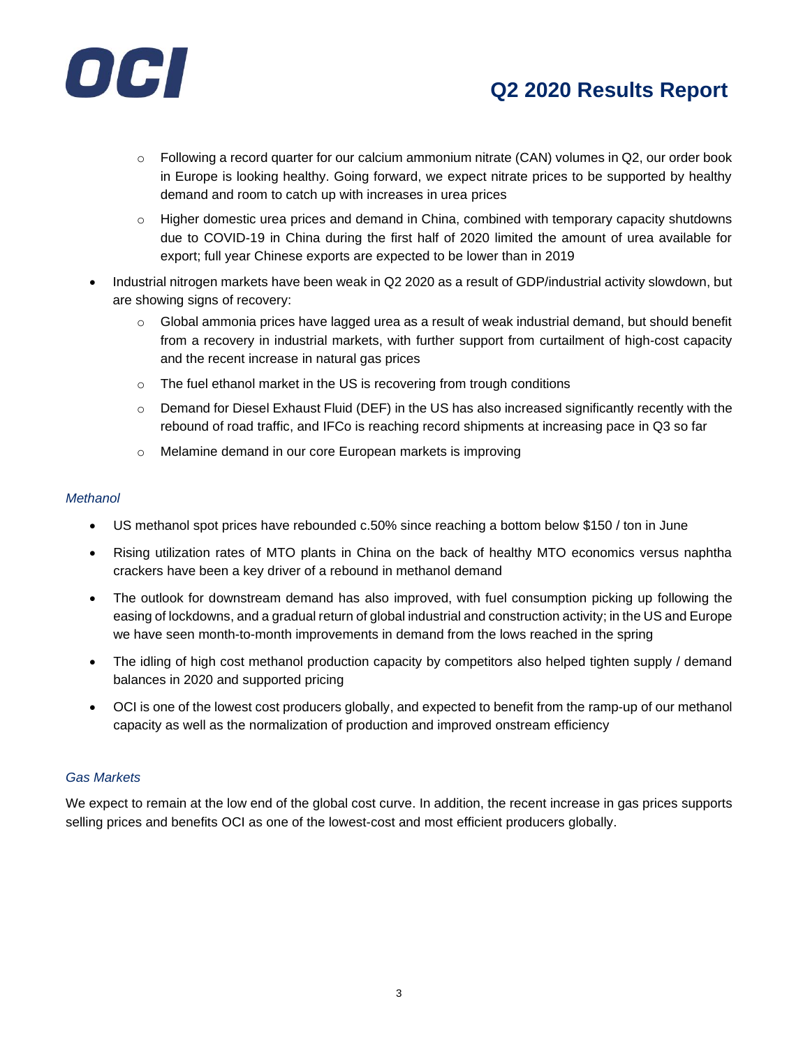- Following a record quarter for our calcium ammonium nitrate (CAN) volumes in Q2, our order book in Europe is looking healthy. Going forward, we expect nitrate prices to be supported by healthy demand and room to catch up with increases in urea prices
    - Higher domestic urea prices and demand in China, combined with temporary capacity shutdowns due to COVID-19 in China during the first half of 2020 limited the amount of urea available for export; full year Chinese exports are expected to be lower than in 2019
- Industrial nitrogen markets have been weak in Q2 2020 as a result of GDP/industrial activity slowdown, but are showing signs of recovery:
    - Global ammonia prices have lagged urea as a result of weak industrial demand, but should benefit from a recovery in industrial markets, with further support from curtailment of high-cost capacity and the recent increase in natural gas prices
    - The fuel ethanol market in the US is recovering from trough conditions
    - Demand for Diesel Exhaust Fluid (DEF) in the US has also increased significantly recently with the rebound of road traffic, and IFCo is reaching record shipments at increasing pace in Q3 so far
    - Melamine demand in our core European markets is improving

*Methanol*

- US methanol spot prices have rebounded c.50% since reaching a bottom below $150 / ton in June
- Rising utilization rates of MTO plants in China on the back of healthy MTO economics versus naphtha crackers have been a key driver of a rebound in methanol demand
- The outlook for downstream demand has also improved, with fuel consumption picking up following the easing of lockdowns, and a gradual return of global industrial and construction activity; in the US and Europe we have seen month-to-month improvements in demand from the lows reached in the spring
- The idling of high cost methanol production capacity by competitors also helped tighten supply / demand balances in 2020 and supported pricing
- OCI is one of the lowest cost producers globally, and expected to benefit from the ramp-up of our methanol capacity as well as the normalization of production and improved onstream efficiency

*Gas Markets*

We expect to remain at the low end of the global cost curve. In addition, the recent increase in gas prices supports selling prices and benefits OCI as one of the lowest-cost and most efficient producers globally.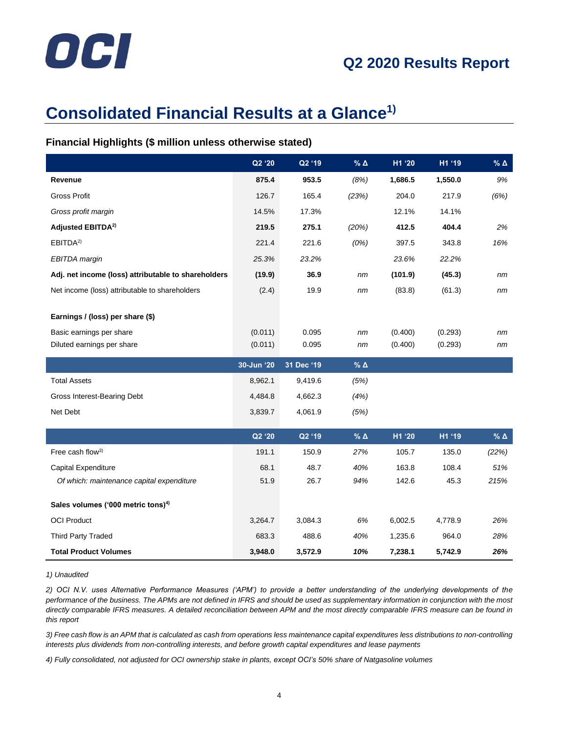# Consolidated Financial Results at a Glance[1)]

### Financial Highlights ($ million unless otherwise stated)

| | Q2 '20 | Q2 '19 | % Δ | H1 '20 | H1 '19 | % Δ |
|---|---|---|---|---|---|---|
| **Revenue** | **875.4** | **953.5** | *(8%)* | **1,686.5** | **1,550.0** | *9%* |
| Gross Profit | 126.7 | 165.4 | *(23%)* | 204.0 | 217.9 | *(6%)* |
| *Gross profit margin* | 14.5% | 17.3% | | 12.1% | 14.1% | |
| **Adjusted EBITDA[2)]** | **219.5** | **275.1** | *(20%)* | **412.5** | **404.4** | *2%* |
| EBITDA[2)] | 221.4 | 221.6 | *(0%)* | 397.5 | 343.8 | *16%* |
| *EBITDA margin* | *25.3%* | *23.2%* | | *23.6%* | *22.2%* | |
| **Adj. net income (loss) attributable to shareholders** | **(19.9)** | **36.9** | *nm* | **(101.9)** | **(45.3)** | *nm* |
| Net income (loss) attributable to shareholders | (2.4) | 19.9 | *nm* | (83.8) | (61.3) | *nm* |
| | | | | | | |
| **Earnings / (loss) per share ($)** | | | | | | |
| Basic earnings per share | (0.011) | 0.095 | *nm* | (0.400) | (0.293) | *nm* |
| Diluted earnings per share | (0.011) | 0.095 | *nm* | (0.400) | (0.293) | *nm* |

| | 30-Jun '20 | 31 Dec '19 | % Δ |
|---|---|---|---|
| Total Assets | 8,962.1 | 9,419.6 | *(5%)* |
| Gross Interest-Bearing Debt | 4,484.8 | 4,662.3 | *(4%)* |
| Net Debt | 3,839.7 | 4,061.9 | *(5%)* |

| | Q2 '20 | Q2 '19 | % Δ | H1 '20 | H1 '19 | % Δ |
|---|---|---|---|---|---|---|
| Free cash flow[3)] | 191.1 | 150.9 | *27%* | 105.7 | 135.0 | *(22%)* |
| Capital Expenditure | 68.1 | 48.7 | *40%* | 163.8 | 108.4 | *51%* |
| *Of which: maintenance capital expenditure* | 51.9 | 26.7 | *94%* | 142.6 | 45.3 | *215%* |
| | | | | | | |
| **Sales volumes ('000 metric tons)[4)]** | | | | | | |
| OCI Product | 3,264.7 | 3,084.3 | *6%* | 6,002.5 | 4,778.9 | *26%* |
| Third Party Traded | 683.3 | 488.6 | *40%* | 1,235.6 | 964.0 | *28%* |
| **Total Product Volumes** | **3,948.0** | **3,572.9** | ***10%*** | **7,238.1** | **5,742.9** | ***26%*** |

*1) Unaudited*

*2) OCI N.V. uses Alternative Performance Measures ('APM') to provide a better understanding of the underlying developments of the performance of the business. The APMs are not defined in IFRS and should be used as supplementary information in conjunction with the most directly comparable IFRS measures. A detailed reconciliation between APM and the most directly comparable IFRS measure can be found in this report*

*3) Free cash flow is an APM that is calculated as cash from operations less maintenance capital expenditures less distributions to non-controlling interests plus dividends from non-controlling interests, and before growth capital expenditures and lease payments*

*4) Fully consolidated, not adjusted for OCI ownership stake in plants, except OCI's 50% share of Natgasoline volumes*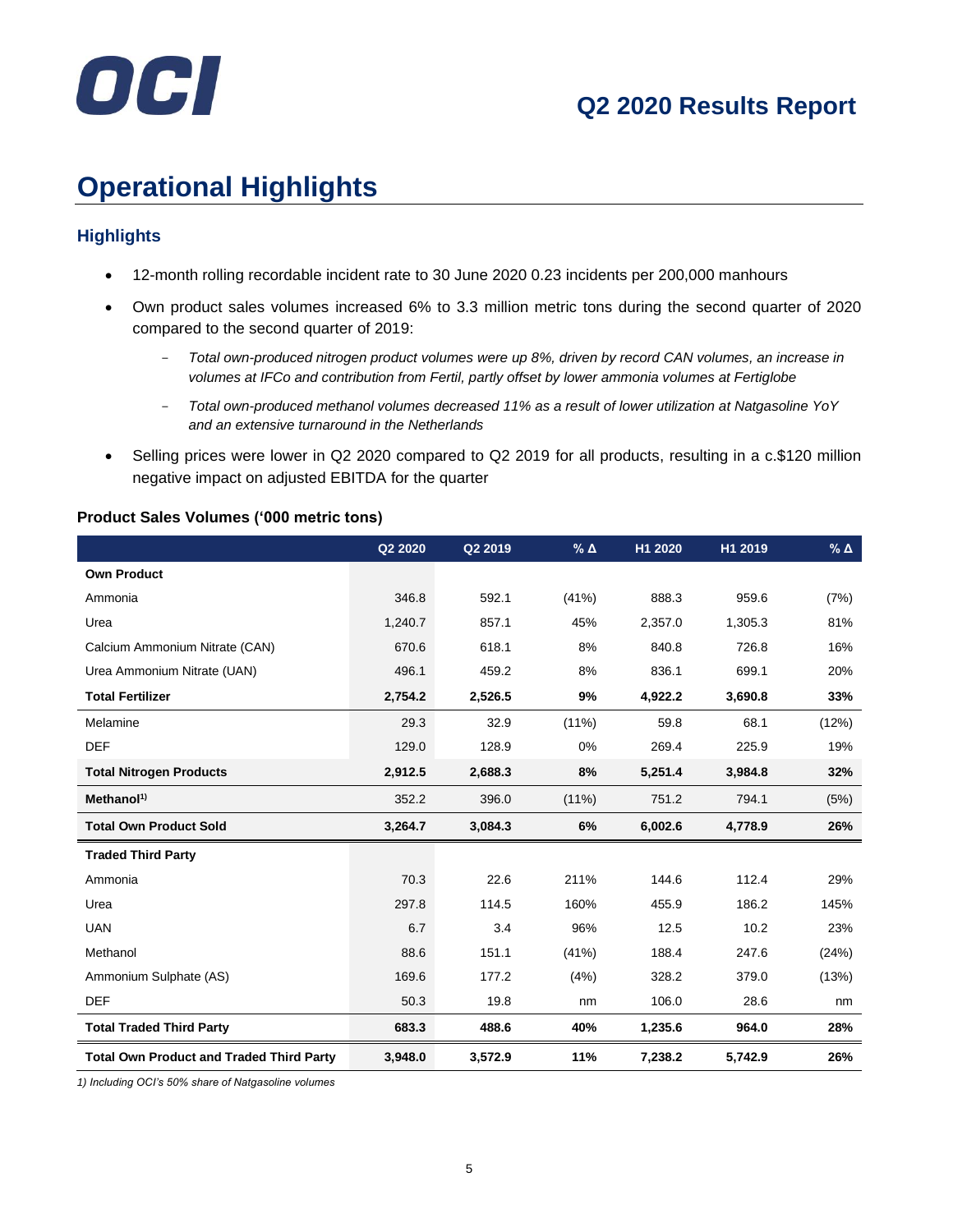# Operational Highlights

## Highlights

- 12-month rolling recordable incident rate to 30 June 2020 0.23 incidents per 200,000 manhours
- Own product sales volumes increased 6% to 3.3 million metric tons during the second quarter of 2020 compared to the second quarter of 2019:
  - *Total own-produced nitrogen product volumes were up 8%, driven by record CAN volumes, an increase in volumes at IFCo and contribution from Fertil, partly offset by lower ammonia volumes at Fertiglobe*
  - *Total own-produced methanol volumes decreased 11% as a result of lower utilization at Natgasoline YoY and an extensive turnaround in the Netherlands*
- Selling prices were lower in Q2 2020 compared to Q2 2019 for all products, resulting in a c.$120 million negative impact on adjusted EBITDA for the quarter

**Product Sales Volumes ('000 metric tons)**

| | Q2 2020 | Q2 2019 | % Δ | H1 2020 | H1 2019 | % Δ |
|---|---|---|---|---|---|---|
| **Own Product** | | | | | | |
| Ammonia | 346.8 | 592.1 | (41%) | 888.3 | 959.6 | (7%) |
| Urea | 1,240.7 | 857.1 | 45% | 2,357.0 | 1,305.3 | 81% |
| Calcium Ammonium Nitrate (CAN) | 670.6 | 618.1 | 8% | 840.8 | 726.8 | 16% |
| Urea Ammonium Nitrate (UAN) | 496.1 | 459.2 | 8% | 836.1 | 699.1 | 20% |
| **Total Fertilizer** | **2,754.2** | **2,526.5** | **9%** | **4,922.2** | **3,690.8** | **33%** |
| Melamine | 29.3 | 32.9 | (11%) | 59.8 | 68.1 | (12%) |
| DEF | 129.0 | 128.9 | 0% | 269.4 | 225.9 | 19% |
| **Total Nitrogen Products** | **2,912.5** | **2,688.3** | **8%** | **5,251.4** | **3,984.8** | **32%** |
| **Methanol[1)]** | 352.2 | 396.0 | (11%) | 751.2 | 794.1 | (5%) |
| **Total Own Product Sold** | **3,264.7** | **3,084.3** | **6%** | **6,002.6** | **4,778.9** | **26%** |
| **Traded Third Party** | | | | | | |
| Ammonia | 70.3 | 22.6 | 211% | 144.6 | 112.4 | 29% |
| Urea | 297.8 | 114.5 | 160% | 455.9 | 186.2 | 145% |
| UAN | 6.7 | 3.4 | 96% | 12.5 | 10.2 | 23% |
| Methanol | 88.6 | 151.1 | (41%) | 188.4 | 247.6 | (24%) |
| Ammonium Sulphate (AS) | 169.6 | 177.2 | (4%) | 328.2 | 379.0 | (13%) |
| DEF | 50.3 | 19.8 | nm | 106.0 | 28.6 | nm |
| **Total Traded Third Party** | **683.3** | **488.6** | **40%** | **1,235.6** | **964.0** | **28%** |
| **Total Own Product and Traded Third Party** | **3,948.0** | **3,572.9** | **11%** | **7,238.2** | **5,742.9** | **26%** |

*1) Including OCI's 50% share of Natgasoline volumes*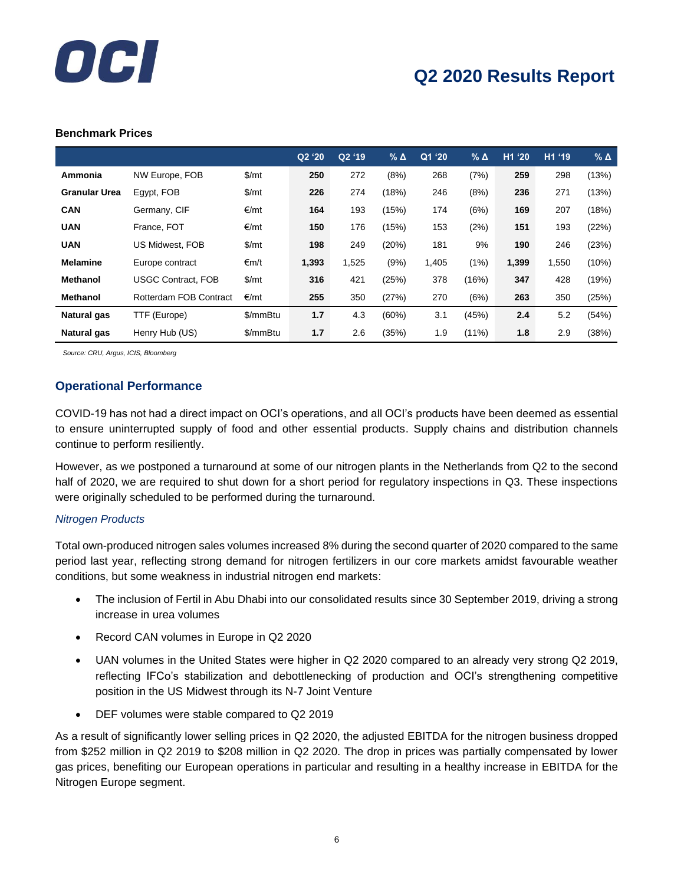**Benchmark Prices**

| | | | Q2 '20 | Q2 '19 | % Δ | Q1 '20 | % Δ | H1 '20 | H1 '19 | % Δ |
|---|---|---|---|---|---|---|---|---|---|---|
| **Ammonia** | NW Europe, FOB | $/mt | **250** | 272 | (8%) | 268 | (7%) | **259** | 298 | (13%) |
| **Granular Urea** | Egypt, FOB | $/mt | **226** | 274 | (18%) | 246 | (8%) | **236** | 271 | (13%) |
| **CAN** | Germany, CIF | €/mt | **164** | 193 | (15%) | 174 | (6%) | **169** | 207 | (18%) |
| **UAN** | France, FOT | €/mt | **150** | 176 | (15%) | 153 | (2%) | **151** | 193 | (22%) |
| **UAN** | US Midwest, FOB | $/mt | **198** | 249 | (20%) | 181 | 9% | **190** | 246 | (23%) |
| **Melamine** | Europe contract | €m/t | **1,393** | 1,525 | (9%) | 1,405 | (1%) | **1,399** | 1,550 | (10%) |
| **Methanol** | USGC Contract, FOB | $/mt | **316** | 421 | (25%) | 378 | (16%) | **347** | 428 | (19%) |
| **Methanol** | Rotterdam FOB Contract | €/mt | **255** | 350 | (27%) | 270 | (6%) | **263** | 350 | (25%) |
| **Natural gas** | TTF (Europe) | $/mmBtu | **1.7** | 4.3 | (60%) | 3.1 | (45%) | **2.4** | 5.2 | (54%) |
| **Natural gas** | Henry Hub (US) | $/mmBtu | **1.7** | 2.6 | (35%) | 1.9 | (11%) | **1.8** | 2.9 | (38%) |

*Source: CRU, Argus, ICIS, Bloomberg*

## Operational Performance

COVID-19 has not had a direct impact on OCI's operations, and all OCI's products have been deemed as essential to ensure uninterrupted supply of food and other essential products. Supply chains and distribution channels continue to perform resiliently.

However, as we postponed a turnaround at some of our nitrogen plants in the Netherlands from Q2 to the second half of 2020, we are required to shut down for a short period for regulatory inspections in Q3. These inspections were originally scheduled to be performed during the turnaround.

### *Nitrogen Products*

Total own-produced nitrogen sales volumes increased 8% during the second quarter of 2020 compared to the same period last year, reflecting strong demand for nitrogen fertilizers in our core markets amidst favourable weather conditions, but some weakness in industrial nitrogen end markets:

- The inclusion of Fertil in Abu Dhabi into our consolidated results since 30 September 2019, driving a strong increase in urea volumes
- Record CAN volumes in Europe in Q2 2020
- UAN volumes in the United States were higher in Q2 2020 compared to an already very strong Q2 2019, reflecting IFCo's stabilization and debottlenecking of production and OCI's strengthening competitive position in the US Midwest through its N-7 Joint Venture
- DEF volumes were stable compared to Q2 2019

As a result of significantly lower selling prices in Q2 2020, the adjusted EBITDA for the nitrogen business dropped from $252 million in Q2 2019 to $208 million in Q2 2020. The drop in prices was partially compensated by lower gas prices, benefiting our European operations in particular and resulting in a healthy increase in EBITDA for the Nitrogen Europe segment.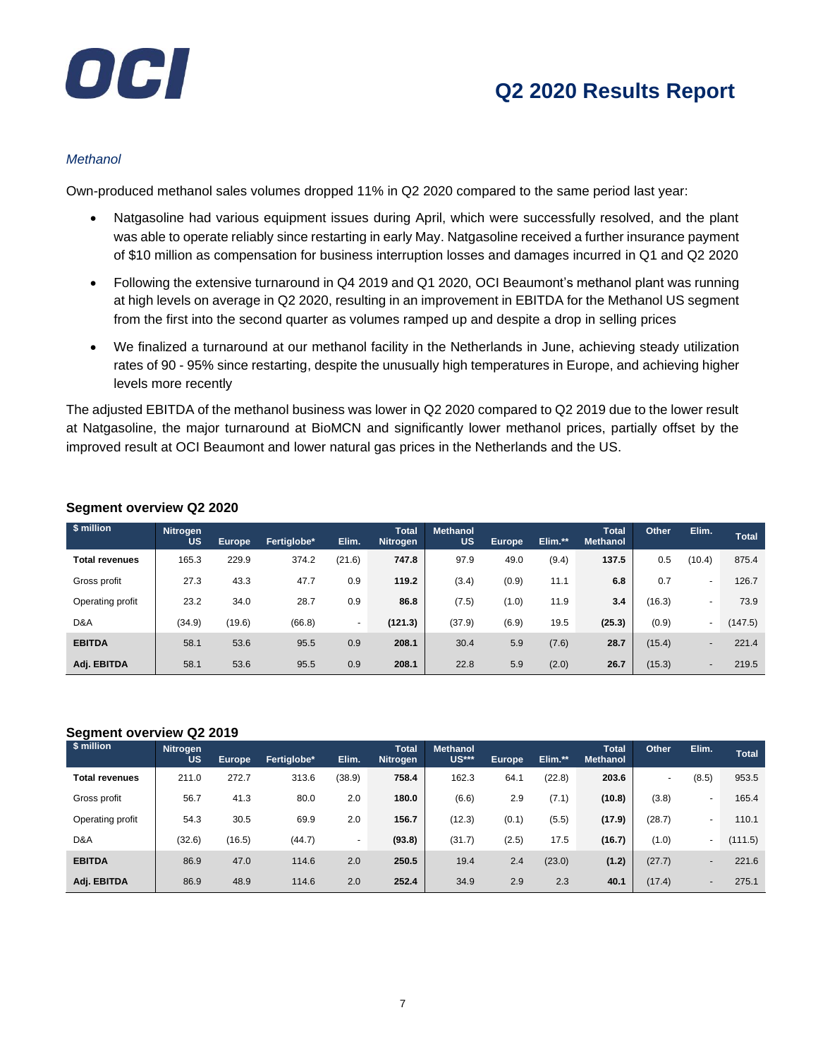*Methanol*

Own-produced methanol sales volumes dropped 11% in Q2 2020 compared to the same period last year:

- Natgasoline had various equipment issues during April, which were successfully resolved, and the plant was able to operate reliably since restarting in early May. Natgasoline received a further insurance payment of $10 million as compensation for business interruption losses and damages incurred in Q1 and Q2 2020
- Following the extensive turnaround in Q4 2019 and Q1 2020, OCI Beaumont's methanol plant was running at high levels on average in Q2 2020, resulting in an improvement in EBITDA for the Methanol US segment from the first into the second quarter as volumes ramped up and despite a drop in selling prices
- We finalized a turnaround at our methanol facility in the Netherlands in June, achieving steady utilization rates of 90 - 95% since restarting, despite the unusually high temperatures in Europe, and achieving higher levels more recently

The adjusted EBITDA of the methanol business was lower in Q2 2020 compared to Q2 2019 due to the lower result at Natgasoline, the major turnaround at BioMCN and significantly lower methanol prices, partially offset by the improved result at OCI Beaumont and lower natural gas prices in the Netherlands and the US.

### Segment overview Q2 2020

| $ million | Nitrogen US | Europe | Fertiglobe* | Elim. | Total Nitrogen | Methanol US | Europe | Elim.** | Total Methanol | Other | Elim. | Total |
|---|---|---|---|---|---|---|---|---|---|---|---|---|
| **Total revenues** | 165.3 | 229.9 | 374.2 | (21.6) | **747.8** | 97.9 | 49.0 | (9.4) | **137.5** | 0.5 | (10.4) | 875.4 |
| Gross profit | 27.3 | 43.3 | 47.7 | 0.9 | **119.2** | (3.4) | (0.9) | 11.1 | **6.8** | 0.7 | - | 126.7 |
| Operating profit | 23.2 | 34.0 | 28.7 | 0.9 | **86.8** | (7.5) | (1.0) | 11.9 | **3.4** | (16.3) | - | 73.9 |
| D&A | (34.9) | (19.6) | (66.8) | - | **(121.3)** | (37.9) | (6.9) | 19.5 | **(25.3)** | (0.9) | - | (147.5) |
| **EBITDA** | 58.1 | 53.6 | 95.5 | 0.9 | **208.1** | 30.4 | 5.9 | (7.6) | **28.7** | (15.4) | - | 221.4 |
| **Adj. EBITDA** | 58.1 | 53.6 | 95.5 | 0.9 | **208.1** | 22.8 | 5.9 | (2.0) | **26.7** | (15.3) | - | 219.5 |

### Segment overview Q2 2019

| $ million | Nitrogen US | Europe | Fertiglobe* | Elim. | Total Nitrogen | Methanol US*** | Europe | Elim.** | Total Methanol | Other | Elim. | Total |
|---|---|---|---|---|---|---|---|---|---|---|---|---|
| **Total revenues** | 211.0 | 272.7 | 313.6 | (38.9) | **758.4** | 162.3 | 64.1 | (22.8) | **203.6** | - | (8.5) | 953.5 |
| Gross profit | 56.7 | 41.3 | 80.0 | 2.0 | **180.0** | (6.6) | 2.9 | (7.1) | **(10.8)** | (3.8) | - | 165.4 |
| Operating profit | 54.3 | 30.5 | 69.9 | 2.0 | **156.7** | (12.3) | (0.1) | (5.5) | **(17.9)** | (28.7) | - | 110.1 |
| D&A | (32.6) | (16.5) | (44.7) | - | **(93.8)** | (31.7) | (2.5) | 17.5 | **(16.7)** | (1.0) | - | (111.5) |
| **EBITDA** | 86.9 | 47.0 | 114.6 | 2.0 | **250.5** | 19.4 | 2.4 | (23.0) | **(1.2)** | (27.7) | - | 221.6 |
| **Adj. EBITDA** | 86.9 | 48.9 | 114.6 | 2.0 | **252.4** | 34.9 | 2.9 | 2.3 | **40.1** | (17.4) | - | 275.1 |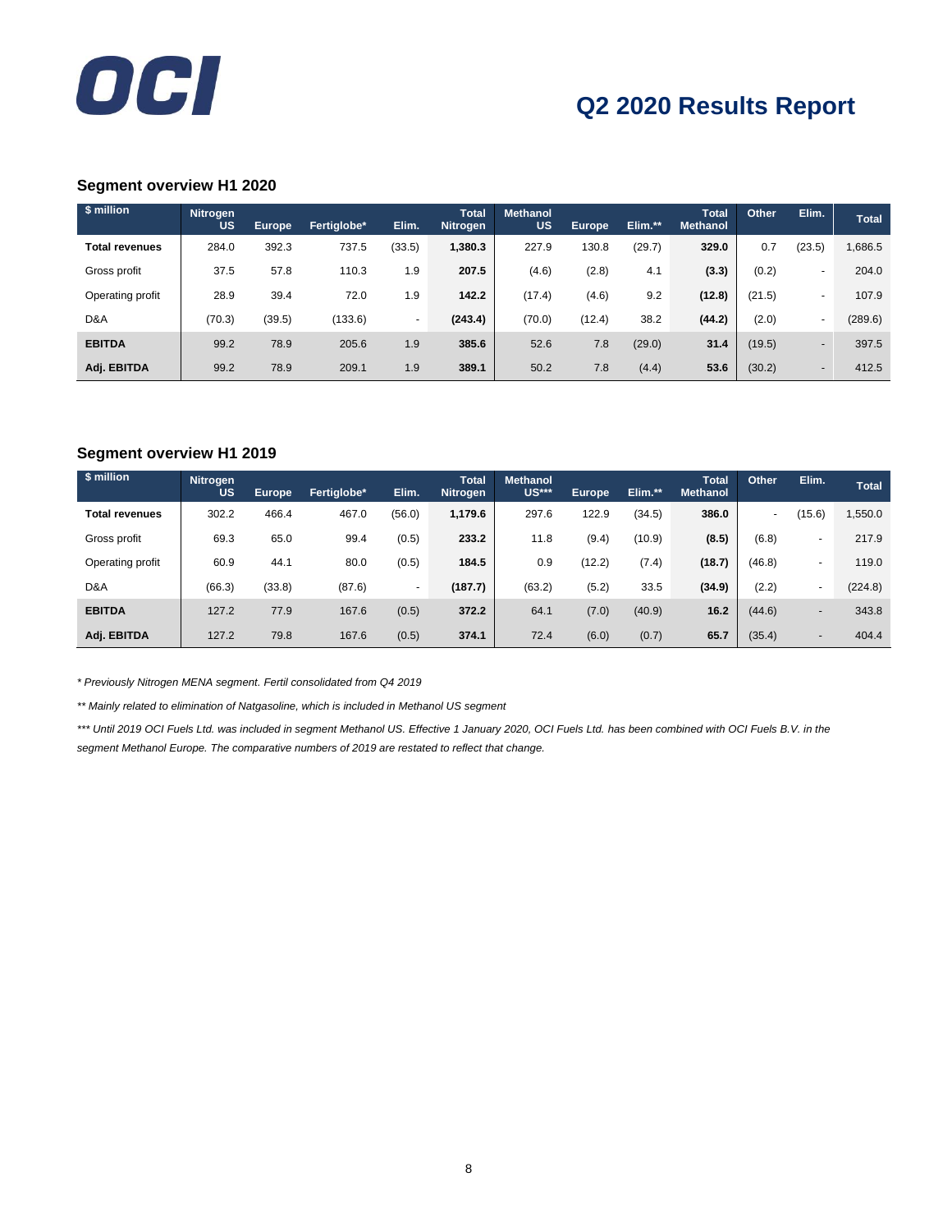### Segment overview H1 2020

| $ million | Nitrogen US | Europe | Fertiglobe* | Elim. | Total Nitrogen | Methanol US | Europe | Elim.** | Total Methanol | Other | Elim. | Total |
|---|---|---|---|---|---|---|---|---|---|---|---|---|
| **Total revenues** | 284.0 | 392.3 | 737.5 | (33.5) | **1,380.3** | 227.9 | 130.8 | (29.7) | **329.0** | 0.7 | (23.5) | 1,686.5 |
| Gross profit | 37.5 | 57.8 | 110.3 | 1.9 | **207.5** | (4.6) | (2.8) | 4.1 | **(3.3)** | (0.2) | - | 204.0 |
| Operating profit | 28.9 | 39.4 | 72.0 | 1.9 | **142.2** | (17.4) | (4.6) | 9.2 | **(12.8)** | (21.5) | - | 107.9 |
| D&A | (70.3) | (39.5) | (133.6) | - | **(243.4)** | (70.0) | (12.4) | 38.2 | **(44.2)** | (2.0) | - | (289.6) |
| **EBITDA** | 99.2 | 78.9 | 205.6 | 1.9 | **385.6** | 52.6 | 7.8 | (29.0) | **31.4** | (19.5) | - | 397.5 |
| **Adj. EBITDA** | 99.2 | 78.9 | 209.1 | 1.9 | **389.1** | 50.2 | 7.8 | (4.4) | **53.6** | (30.2) | - | 412.5 |

### Segment overview H1 2019

| $ million | Nitrogen US | Europe | Fertiglobe* | Elim. | Total Nitrogen | Methanol US*** | Europe | Elim.** | Total Methanol | Other | Elim. | Total |
|---|---|---|---|---|---|---|---|---|---|---|---|---|
| **Total revenues** | 302.2 | 466.4 | 467.0 | (56.0) | **1,179.6** | 297.6 | 122.9 | (34.5) | **386.0** | - | (15.6) | 1,550.0 |
| Gross profit | 69.3 | 65.0 | 99.4 | (0.5) | **233.2** | 11.8 | (9.4) | (10.9) | **(8.5)** | (6.8) | - | 217.9 |
| Operating profit | 60.9 | 44.1 | 80.0 | (0.5) | **184.5** | 0.9 | (12.2) | (7.4) | **(18.7)** | (46.8) | - | 119.0 |
| D&A | (66.3) | (33.8) | (87.6) | - | **(187.7)** | (63.2) | (5.2) | 33.5 | **(34.9)** | (2.2) | - | (224.8) |
| **EBITDA** | 127.2 | 77.9 | 167.6 | (0.5) | **372.2** | 64.1 | (7.0) | (40.9) | **16.2** | (44.6) | - | 343.8 |
| **Adj. EBITDA** | 127.2 | 79.8 | 167.6 | (0.5) | **374.1** | 72.4 | (6.0) | (0.7) | **65.7** | (35.4) | - | 404.4 |

*\* Previously Nitrogen MENA segment. Fertil consolidated from Q4 2019*

*\*\* Mainly related to elimination of Natgasoline, which is included in Methanol US segment*

*\*\*\* Until 2019 OCI Fuels Ltd. was included in segment Methanol US. Effective 1 January 2020, OCI Fuels Ltd. has been combined with OCI Fuels B.V. in the segment Methanol Europe. The comparative numbers of 2019 are restated to reflect that change.*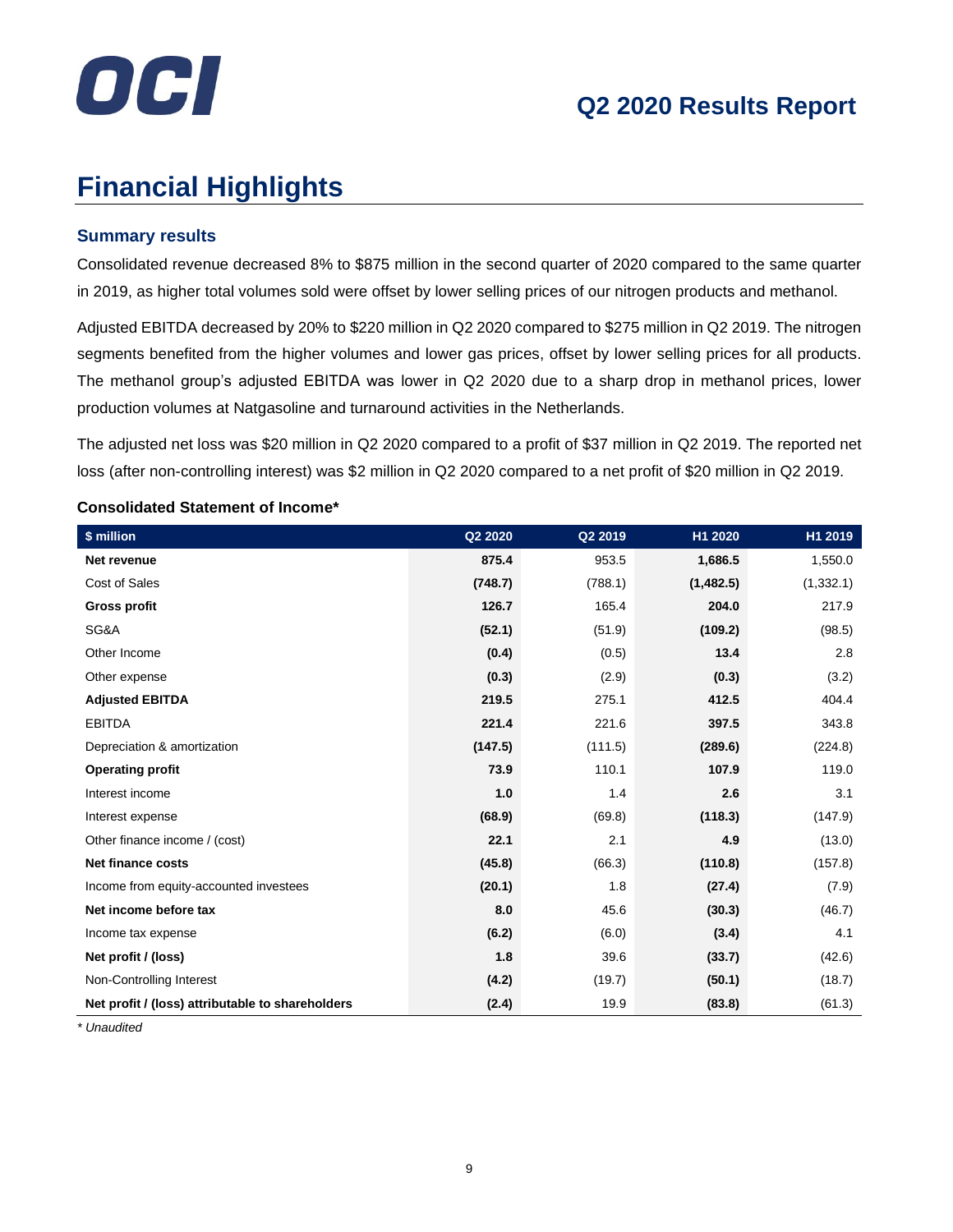# Financial Highlights

### Summary results

Consolidated revenue decreased 8% to $875 million in the second quarter of 2020 compared to the same quarter in 2019, as higher total volumes sold were offset by lower selling prices of our nitrogen products and methanol.

Adjusted EBITDA decreased by 20% to $220 million in Q2 2020 compared to $275 million in Q2 2019. The nitrogen segments benefited from the higher volumes and lower gas prices, offset by lower selling prices for all products. The methanol group's adjusted EBITDA was lower in Q2 2020 due to a sharp drop in methanol prices, lower production volumes at Natgasoline and turnaround activities in the Netherlands.

The adjusted net loss was $20 million in Q2 2020 compared to a profit of $37 million in Q2 2019. The reported net loss (after non-controlling interest) was $2 million in Q2 2020 compared to a net profit of $20 million in Q2 2019.

**Consolidated Statement of Income***

| $ million | Q2 2020 | Q2 2019 | H1 2020 | H1 2019 |
|---|---|---|---|---|
| **Net revenue** | **875.4** | 953.5 | **1,686.5** | 1,550.0 |
| Cost of Sales | **(748.7)** | (788.1) | **(1,482.5)** | (1,332.1) |
| **Gross profit** | **126.7** | 165.4 | **204.0** | 217.9 |
| SG&A | **(52.1)** | (51.9) | **(109.2)** | (98.5) |
| Other Income | **(0.4)** | (0.5) | **13.4** | 2.8 |
| Other expense | **(0.3)** | (2.9) | **(0.3)** | (3.2) |
| **Adjusted EBITDA** | **219.5** | 275.1 | **412.5** | 404.4 |
| EBITDA | **221.4** | 221.6 | **397.5** | 343.8 |
| Depreciation & amortization | **(147.5)** | (111.5) | **(289.6)** | (224.8) |
| **Operating profit** | **73.9** | 110.1 | **107.9** | 119.0 |
| Interest income | **1.0** | 1.4 | **2.6** | 3.1 |
| Interest expense | **(68.9)** | (69.8) | **(118.3)** | (147.9) |
| Other finance income / (cost) | **22.1** | 2.1 | **4.9** | (13.0) |
| **Net finance costs** | **(45.8)** | (66.3) | **(110.8)** | (157.8) |
| Income from equity-accounted investees | **(20.1)** | 1.8 | **(27.4)** | (7.9) |
| **Net income before tax** | **8.0** | 45.6 | **(30.3)** | (46.7) |
| Income tax expense | **(6.2)** | (6.0) | **(3.4)** | 4.1 |
| **Net profit / (loss)** | **1.8** | 39.6 | **(33.7)** | (42.6) |
| Non-Controlling Interest | **(4.2)** | (19.7) | **(50.1)** | (18.7) |
| **Net profit / (loss) attributable to shareholders** | **(2.4)** | 19.9 | **(83.8)** | (61.3) |

*\* Unaudited*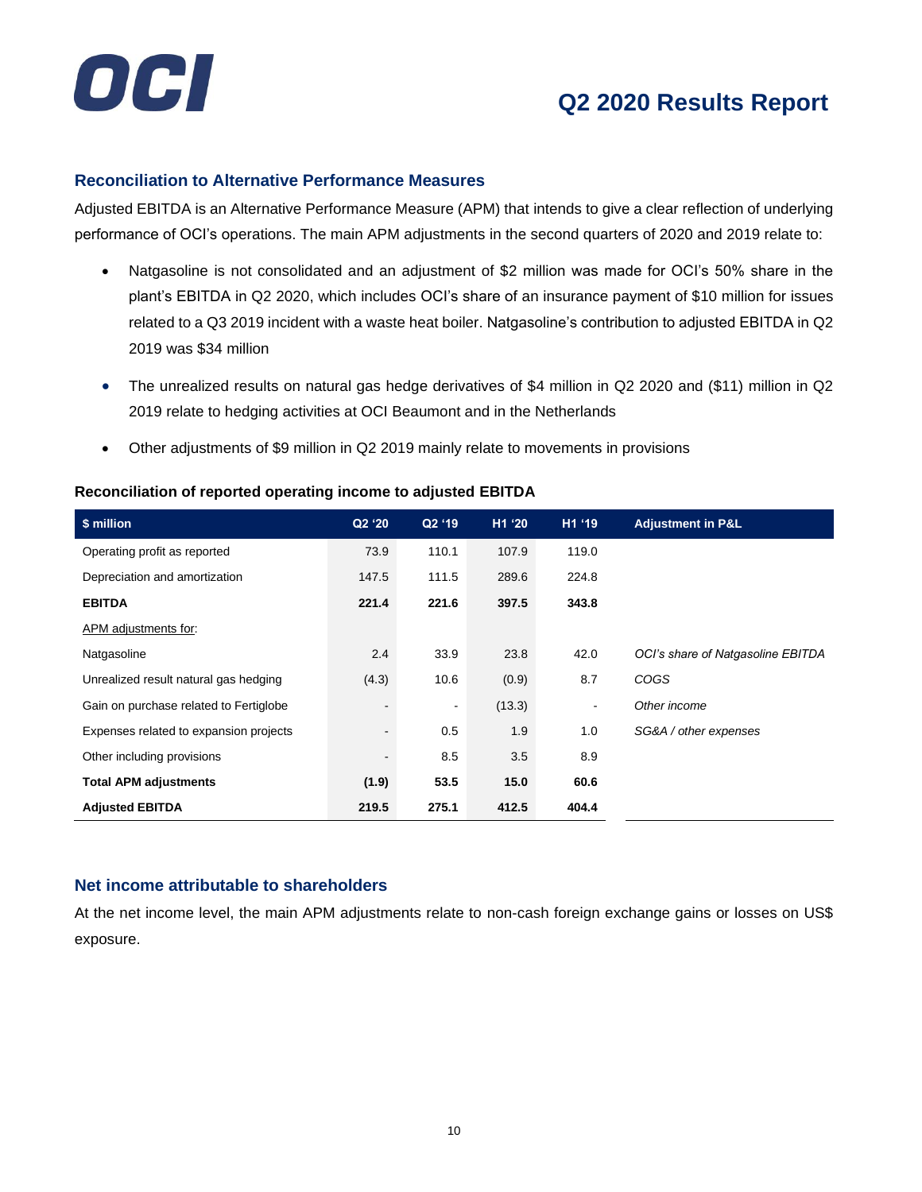## Reconciliation to Alternative Performance Measures

Adjusted EBITDA is an Alternative Performance Measure (APM) that intends to give a clear reflection of underlying performance of OCI's operations. The main APM adjustments in the second quarters of 2020 and 2019 relate to:

- Natgasoline is not consolidated and an adjustment of $2 million was made for OCI's 50% share in the plant's EBITDA in Q2 2020, which includes OCI's share of an insurance payment of $10 million for issues related to a Q3 2019 incident with a waste heat boiler. Natgasoline's contribution to adjusted EBITDA in Q2 2019 was $34 million
- The unrealized results on natural gas hedge derivatives of $4 million in Q2 2020 and ($11) million in Q2 2019 relate to hedging activities at OCI Beaumont and in the Netherlands
- Other adjustments of $9 million in Q2 2019 mainly relate to movements in provisions

**Reconciliation of reported operating income to adjusted EBITDA**

| $ million | Q2 '20 | Q2 '19 | H1 '20 | H1 '19 | Adjustment in P&L |
|---|---|---|---|---|---|
| Operating profit as reported | 73.9 | 110.1 | 107.9 | 119.0 | |
| Depreciation and amortization | 147.5 | 111.5 | 289.6 | 224.8 | |
| **EBITDA** | **221.4** | **221.6** | **397.5** | **343.8** | |
| APM adjustments for: | | | | | |
| Natgasoline | 2.4 | 33.9 | 23.8 | 42.0 | *OCI's share of Natgasoline EBITDA* |
| Unrealized result natural gas hedging | (4.3) | 10.6 | (0.9) | 8.7 | *COGS* |
| Gain on purchase related to Fertiglobe | - | - | (13.3) | - | *Other income* |
| Expenses related to expansion projects | - | 0.5 | 1.9 | 1.0 | *SG&A / other expenses* |
| Other including provisions | - | 8.5 | 3.5 | 8.9 | |
| **Total APM adjustments** | **(1.9)** | **53.5** | **15.0** | **60.6** | |
| **Adjusted EBITDA** | **219.5** | **275.1** | **412.5** | **404.4** | |

## Net income attributable to shareholders

At the net income level, the main APM adjustments relate to non-cash foreign exchange gains or losses on US$ exposure.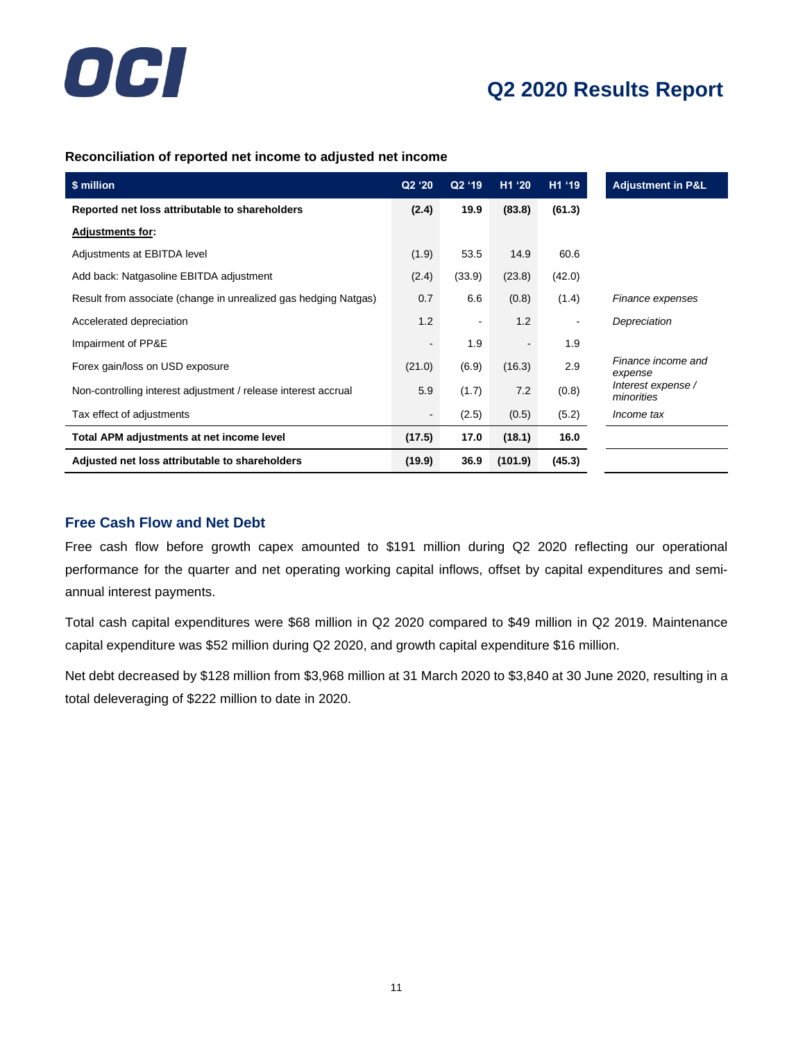### Reconciliation of reported net income to adjusted net income

| $ million | Q2 '20 | Q2 '19 | H1 '20 | H1 '19 | Adjustment in P&L |
|---|---|---|---|---|---|
| **Reported net loss attributable to shareholders** | **(2.4)** | **19.9** | **(83.8)** | **(61.3)** | |
| **Adjustments for:** | | | | | |
| Adjustments at EBITDA level | (1.9) | 53.5 | 14.9 | 60.6 | |
| Add back: Natgasoline EBITDA adjustment | (2.4) | (33.9) | (23.8) | (42.0) | |
| Result from associate (change in unrealized gas hedging Natgas) | 0.7 | 6.6 | (0.8) | (1.4) | *Finance expenses* |
| Accelerated depreciation | 1.2 | - | 1.2 | - | *Depreciation* |
| Impairment of PP&E | - | 1.9 | - | 1.9 | |
| Forex gain/loss on USD exposure | (21.0) | (6.9) | (16.3) | 2.9 | *Finance income and expense* |
| Non-controlling interest adjustment / release interest accrual | 5.9 | (1.7) | 7.2 | (0.8) | *Interest expense / minorities* |
| Tax effect of adjustments | - | (2.5) | (0.5) | (5.2) | *Income tax* |
| **Total APM adjustments at net income level** | **(17.5)** | **17.0** | **(18.1)** | **16.0** | |
| **Adjusted net loss attributable to shareholders** | **(19.9)** | **36.9** | **(101.9)** | **(45.3)** | |

## Free Cash Flow and Net Debt

Free cash flow before growth capex amounted to $191 million during Q2 2020 reflecting our operational performance for the quarter and net operating working capital inflows, offset by capital expenditures and semi-annual interest payments.

Total cash capital expenditures were $68 million in Q2 2020 compared to $49 million in Q2 2019. Maintenance capital expenditure was $52 million during Q2 2020, and growth capital expenditure $16 million.

Net debt decreased by $128 million from $3,968 million at 31 March 2020 to $3,840 at 30 June 2020, resulting in a total deleveraging of $222 million to date in 2020.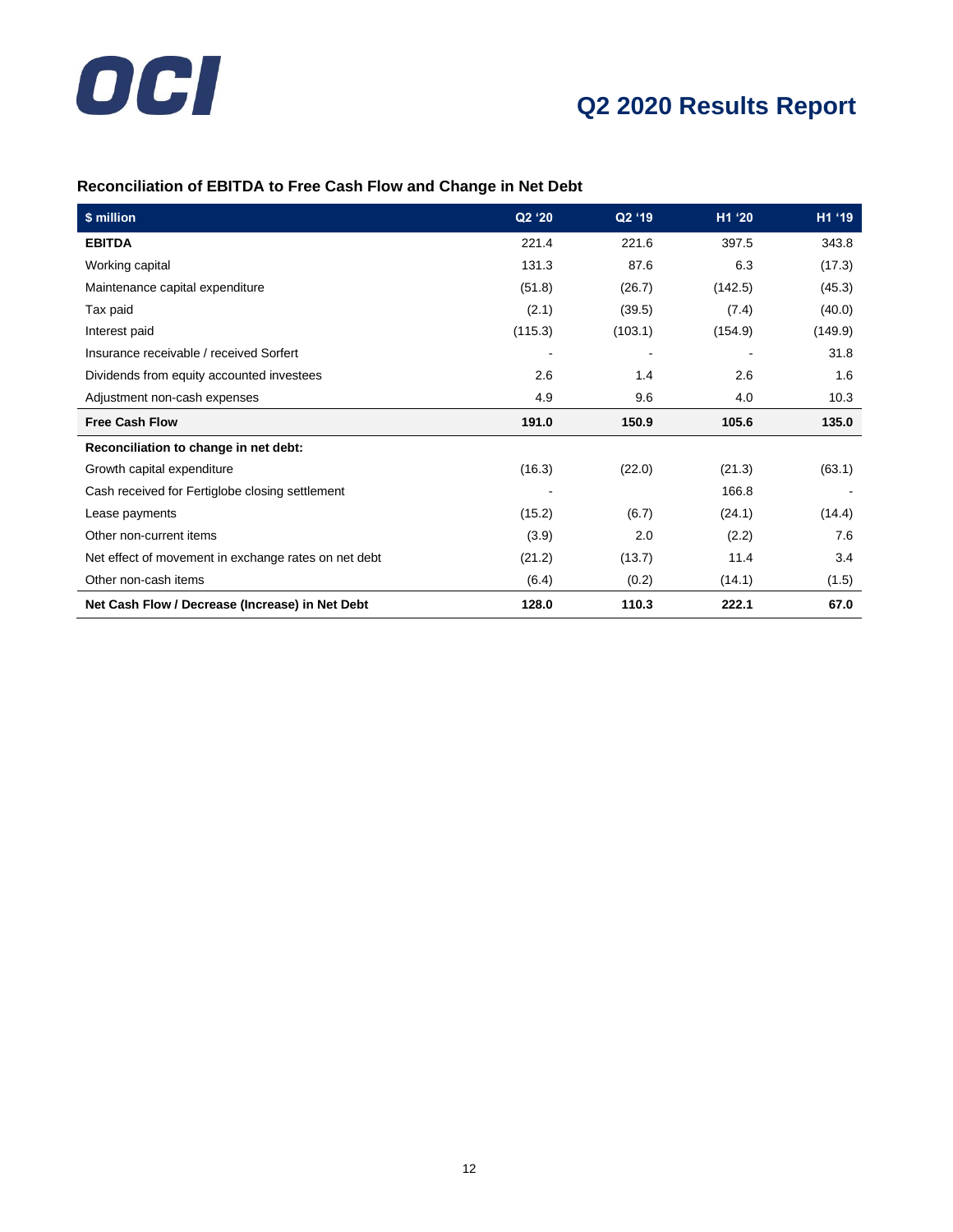### Reconciliation of EBITDA to Free Cash Flow and Change in Net Debt

| $ million | Q2 '20 | Q2 '19 | H1 '20 | H1 '19 |
|---|---|---|---|---|
| **EBITDA** | 221.4 | 221.6 | 397.5 | 343.8 |
| Working capital | 131.3 | 87.6 | 6.3 | (17.3) |
| Maintenance capital expenditure | (51.8) | (26.7) | (142.5) | (45.3) |
| Tax paid | (2.1) | (39.5) | (7.4) | (40.0) |
| Interest paid | (115.3) | (103.1) | (154.9) | (149.9) |
| Insurance receivable / received Sorfert | - | - | - | 31.8 |
| Dividends from equity accounted investees | 2.6 | 1.4 | 2.6 | 1.6 |
| Adjustment non-cash expenses | 4.9 | 9.6 | 4.0 | 10.3 |
| **Free Cash Flow** | **191.0** | **150.9** | **105.6** | **135.0** |
| **Reconciliation to change in net debt:** | | | | |
| Growth capital expenditure | (16.3) | (22.0) | (21.3) | (63.1) |
| Cash received for Fertiglobe closing settlement | - | | 166.8 | - |
| Lease payments | (15.2) | (6.7) | (24.1) | (14.4) |
| Other non-current items | (3.9) | 2.0 | (2.2) | 7.6 |
| Net effect of movement in exchange rates on net debt | (21.2) | (13.7) | 11.4 | 3.4 |
| Other non-cash items | (6.4) | (0.2) | (14.1) | (1.5) |
| **Net Cash Flow / Decrease (Increase) in Net Debt** | **128.0** | **110.3** | **222.1** | **67.0** |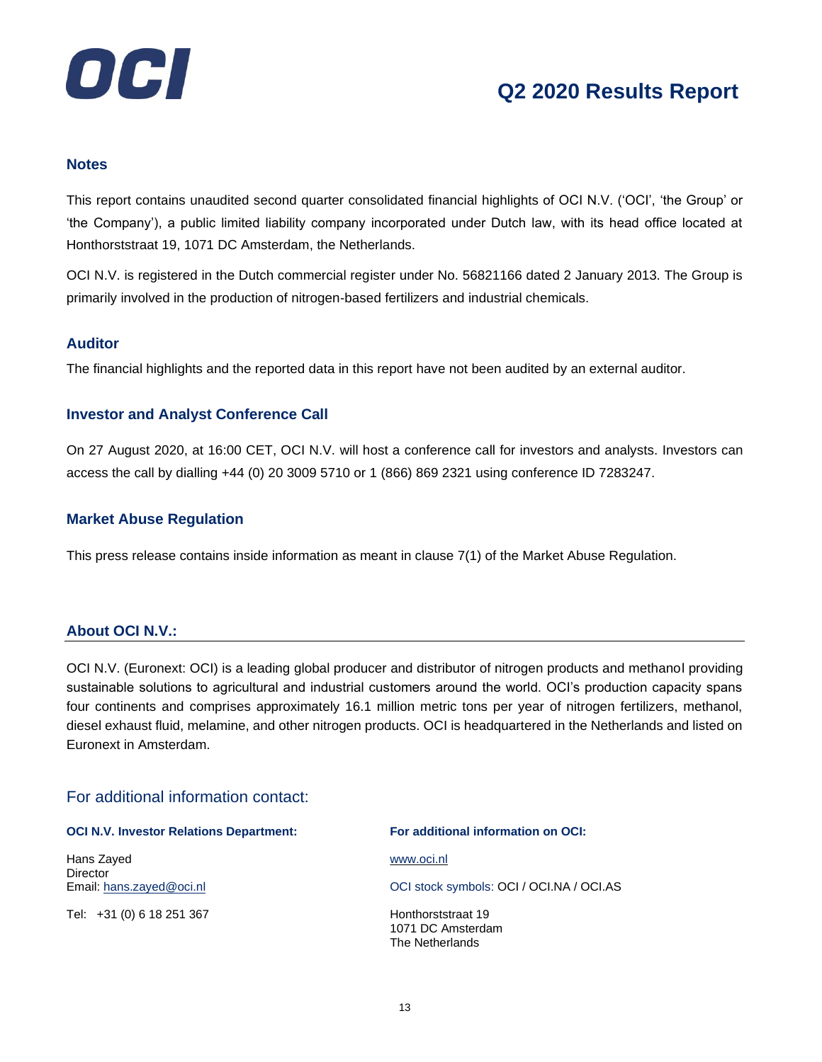## Notes

This report contains unaudited second quarter consolidated financial highlights of OCI N.V. ('OCI', 'the Group' or 'the Company'), a public limited liability company incorporated under Dutch law, with its head office located at Honthorststraat 19, 1071 DC Amsterdam, the Netherlands.

OCI N.V. is registered in the Dutch commercial register under No. 56821166 dated 2 January 2013. The Group is primarily involved in the production of nitrogen-based fertilizers and industrial chemicals.

## Auditor

The financial highlights and the reported data in this report have not been audited by an external auditor.

## Investor and Analyst Conference Call

On 27 August 2020, at 16:00 CET, OCI N.V. will host a conference call for investors and analysts. Investors can access the call by dialling +44 (0) 20 3009 5710 or 1 (866) 869 2321 using conference ID 7283247.

## Market Abuse Regulation

This press release contains inside information as meant in clause 7(1) of the Market Abuse Regulation.

## About OCI N.V.:

OCI N.V. (Euronext: OCI) is a leading global producer and distributor of nitrogen products and methanol providing sustainable solutions to agricultural and industrial customers around the world. OCI's production capacity spans four continents and comprises approximately 16.1 million metric tons per year of nitrogen fertilizers, methanol, diesel exhaust fluid, melamine, and other nitrogen products. OCI is headquartered in the Netherlands and listed on Euronext in Amsterdam.

## For additional information contact:

**OCI N.V. Investor Relations Department:**

Hans Zayed
Director
Email: hans.zayed@oci.nl

Tel: +31 (0) 6 18 251 367

**For additional information on OCI:**

www.oci.nl

OCI stock symbols: OCI / OCI.NA / OCI.AS

Honthorststraat 19
1071 DC Amsterdam
The Netherlands